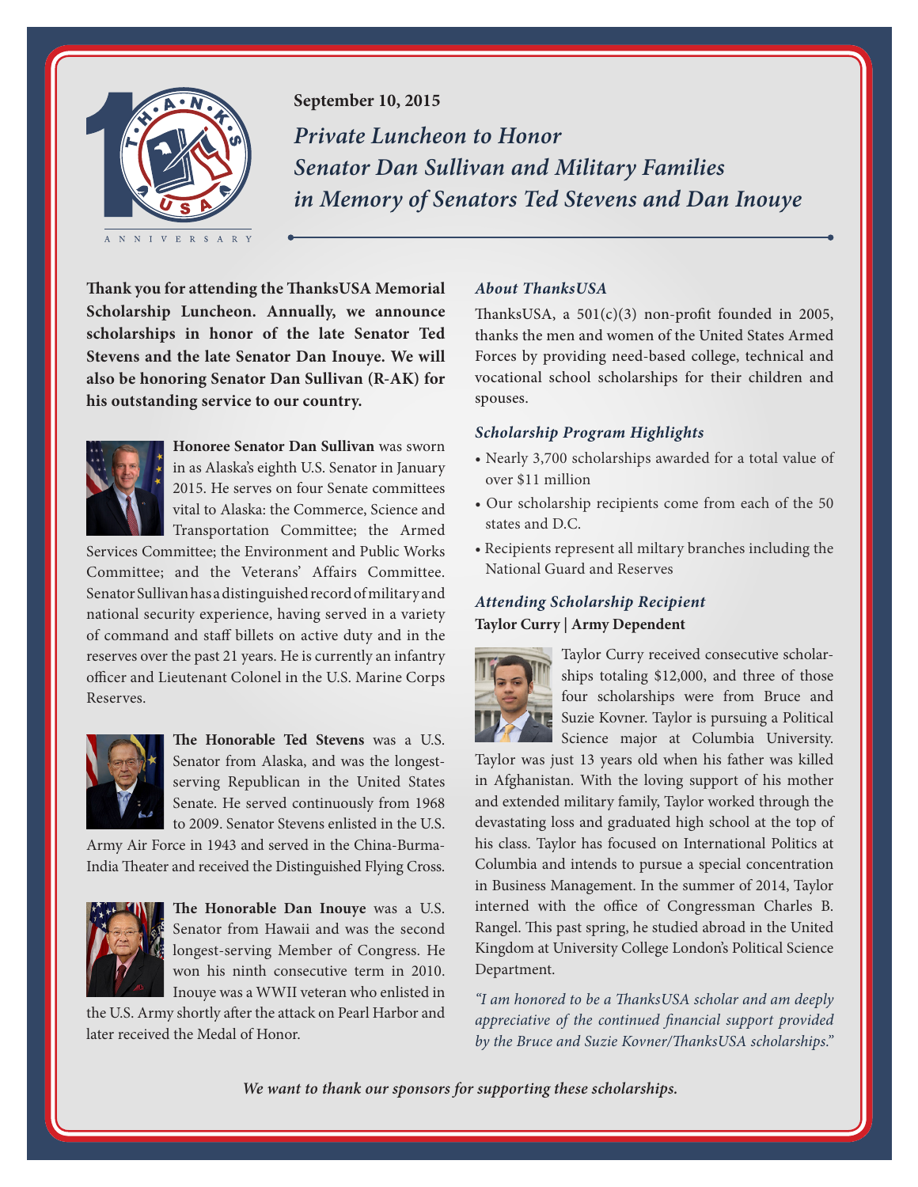September 10, 2015

# *Private Luncheon to Honor Senator Dan Sullivan and Military Families in Memory of Senators Ted Stevens and Dan Inouye*

**Thank you for attending the ThanksUSA Memorial Scholarship Luncheon. Annually, we announce scholarships in honor of the late Senator Ted Stevens and the late Senator Dan Inouye. We will also be honoring Senator Dan Sullivan (R-AK) for his outstanding service to our country.**

**Honoree Senator Dan Sullivan** was sworn in as Alaska's eighth U.S. Senator in January 2015. He serves on four Senate committees vital to Alaska: the Commerce, Science and Transportation Committee; the Armed Services Committee; the Environment and Public Works Committee; and the Veterans' Affairs Committee. Senator Sullivan has a distinguished record of military and national security experience, having served in a variety of command and staff billets on active duty and in the reserves over the past 21 years. He is currently an infantry officer and Lieutenant Colonel in the U.S. Marine Corps Reserves.

**The Honorable Ted Stevens** was a U.S. Senator from Alaska, and was the longest-serving Republican in the United States Senate. He served continuously from 1968 to 2009. Senator Stevens enlisted in the U.S. Army Air Force in 1943 and served in the China-Burma-India Theater and received the Distinguished Flying Cross.

**The Honorable Dan Inouye** was a U.S. Senator from Hawaii and was the second longest-serving Member of Congress. He won his ninth consecutive term in 2010. Inouye was a WWII veteran who enlisted in the U.S. Army shortly after the attack on Pearl Harbor and later received the Medal of Honor.

### *About ThanksUSA*

ThanksUSA, a 501(c)(3) non-profit founded in 2005, thanks the men and women of the United States Armed Forces by providing need-based college, technical and vocational school scholarships for their children and spouses.

### *Scholarship Program Highlights*

- Nearly 3,700 scholarships awarded for a total value of over $11 million
- Our scholarship recipients come from each of the 50 states and D.C.
- Recipients represent all miltary branches including the National Guard and Reserves

### *Attending Scholarship Recipient*

**Taylor Curry | Army Dependent**

Taylor Curry received consecutive scholarships totaling $12,000, and three of those four scholarships were from Bruce and Suzie Kovner. Taylor is pursuing a Political Science major at Columbia University. Taylor was just 13 years old when his father was killed in Afghanistan. With the loving support of his mother and extended military family, Taylor worked through the devastating loss and graduated high school at the top of his class. Taylor has focused on International Politics at Columbia and intends to pursue a special concentration in Business Management. In the summer of 2014, Taylor interned with the office of Congressman Charles B. Rangel. This past spring, he studied abroad in the United Kingdom at University College London's Political Science Department.

*"I am honored to be a ThanksUSA scholar and am deeply appreciative of the continued financial support provided by the Bruce and Suzie Kovner/ThanksUSA scholarships."*

***We want to thank our sponsors for supporting these scholarships.***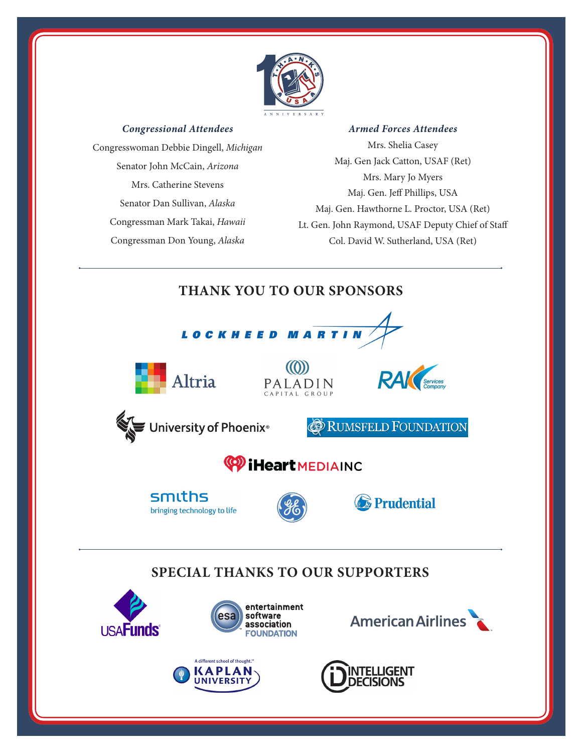*Congressional Attendees*

Congresswoman Debbie Dingell, *Michigan*

Senator John McCain, *Arizona*

Mrs. Catherine Stevens

Senator Dan Sullivan, *Alaska*

Congressman Mark Takai, *Hawaii*

Congressman Don Young, *Alaska*

*Armed Forces Attendees*

Mrs. Shelia Casey

Maj. Gen Jack Catton, USAF (Ret)

Mrs. Mary Jo Myers

Maj. Gen. Jeff Phillips, USA

Maj. Gen. Hawthorne L. Proctor, USA (Ret)

Lt. Gen. John Raymond, USAF Deputy Chief of Staff

Col. David W. Sutherland, USA (Ret)

## THANK YOU TO OUR SPONSORS

Lockheed Martin

Altria

Paladin Capital Group

RAI Services Company

University of Phoenix

Rumsfeld Foundation

iHeartMEDIA INC

smiths bringing technology to life

GE

Prudential

## SPECIAL THANKS TO OUR SUPPORTERS

USA Funds

esa entertainment software association FOUNDATION

American Airlines

Kaplan University — A different school of thought.

Intelligent Decisions